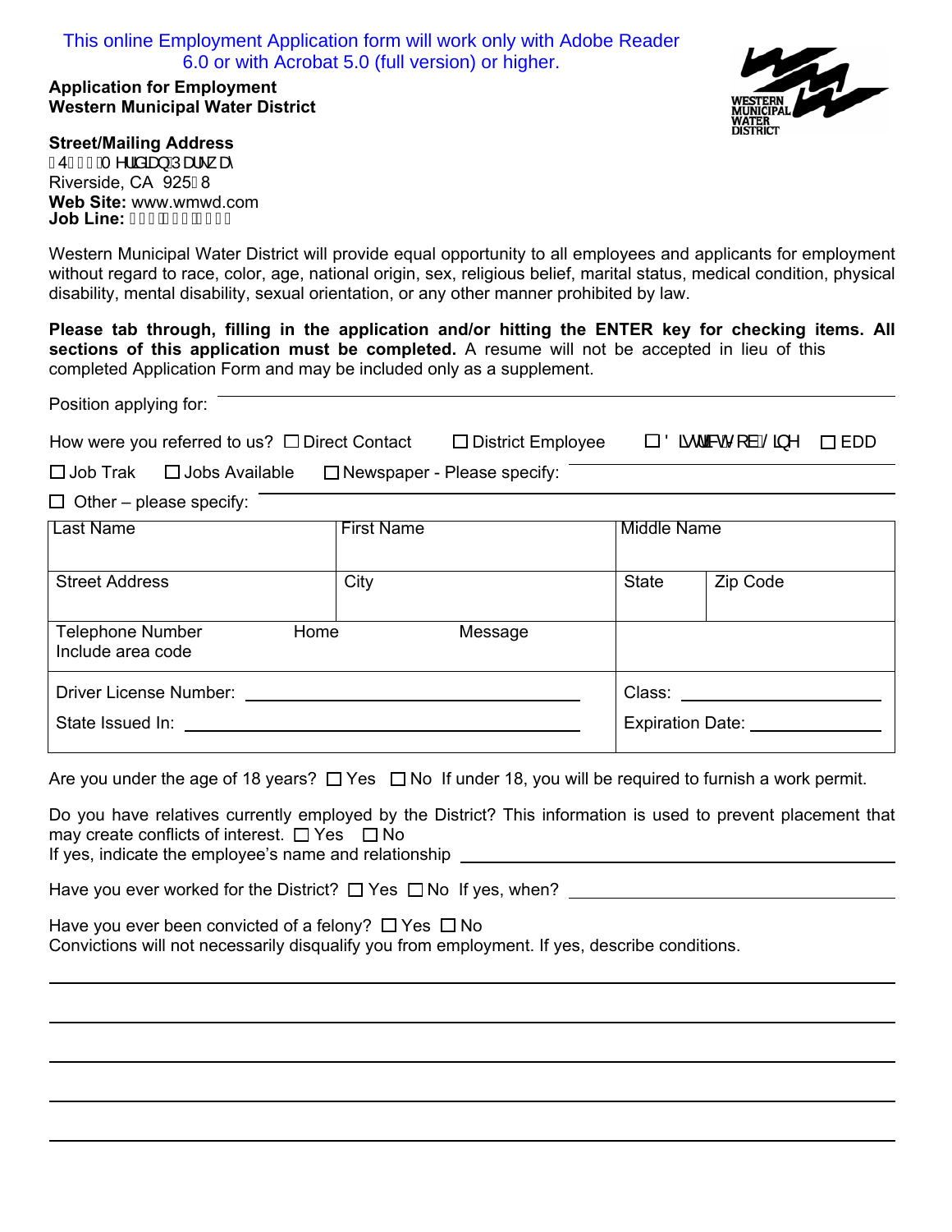This online Employment Application form will work only with Adobe Reader 6.0 or with Acrobat 5.0 (full version) or higher.

**Application for Employment**
**Western Municipal Water District**

**Street/Mailing Address**
4 0 Meridian Parkway
Riverside, CA 925 8
**Web Site:** www.wmwd.com
**Job Line:**

Western Municipal Water District will provide equal opportunity to all employees and applicants for employment without regard to race, color, age, national origin, sex, religious belief, marital status, medical condition, physical disability, mental disability, sexual orientation, or any other manner prohibited by law.

**Please tab through, filling in the application and/or hitting the ENTER key for checking items. All sections of this application must be completed.** A resume will not be accepted in lieu of this completed Application Form and may be included only as a supplement.

Position applying for: ____________________

How were you referred to us? ☐ Direct Contact ☐ District Employee ☐ District's Job Line ☐ EDD

☐ Job Trak ☐ Jobs Available ☐ Newspaper - Please specify: ____________________

☐ Other – please specify: ____________________

| Last Name | First Name | Middle Name | |
|---|---|---|---|
| Street Address | City | State | Zip Code |
| Telephone Number Include area code | Home Message | | |

Driver License Number: ____________________ Class: ____________________

State Issued In: ____________________ Expiration Date: ____________________

Are you under the age of 18 years? ☐ Yes ☐ No If under 18, you will be required to furnish a work permit.

Do you have relatives currently employed by the District? This information is used to prevent placement that may create conflicts of interest. ☐ Yes ☐ No
If yes, indicate the employee's name and relationship ____________________

Have you ever worked for the District? ☐ Yes ☐ No If yes, when? ____________________

Have you ever been convicted of a felony? ☐ Yes ☐ No
Convictions will not necessarily disqualify you from employment. If yes, describe conditions.

____________________

____________________

____________________

____________________

____________________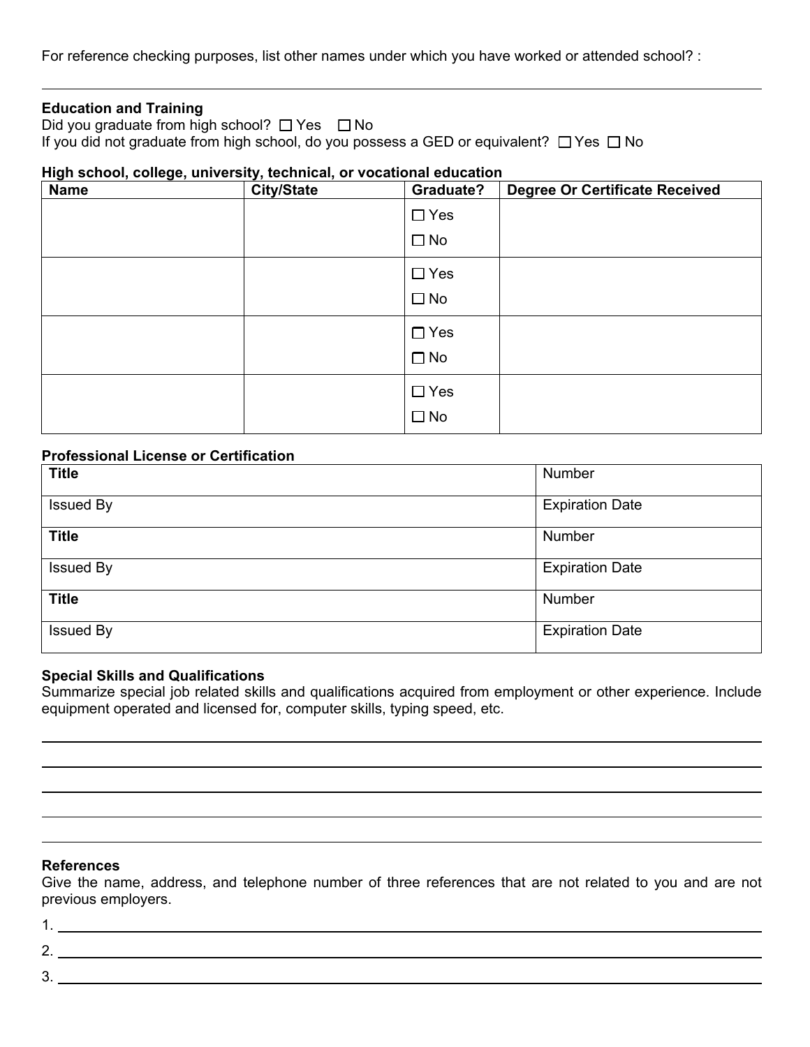For reference checking purposes, list other names under which you have worked or attended school? :

---

**Education and Training**

Did you graduate from high school? ☐ Yes ☐ No

If you did not graduate from high school, do you possess a GED or equivalent? ☐ Yes ☐ No

**High school, college, university, technical, or vocational education**

| Name | City/State | Graduate? | Degree Or Certificate Received |
|---|---|---|---|
| | | ☐ Yes ☐ No | |
| | | ☐ Yes ☐ No | |
| | | ☐ Yes ☐ No | |
| | | ☐ Yes ☐ No | |

**Professional License or Certification**

| **Title** | Number |
|---|---|
| Issued By | Expiration Date |
| **Title** | Number |
| Issued By | Expiration Date |
| **Title** | Number |
| Issued By | Expiration Date |

**Special Skills and Qualifications**

Summarize special job related skills and qualifications acquired from employment or other experience. Include equipment operated and licensed for, computer skills, typing speed, etc.

---

---

---

---

---

**References**

Give the name, address, and telephone number of three references that are not related to you and are not previous employers.

1. ______________________________

2. ______________________________

3. ______________________________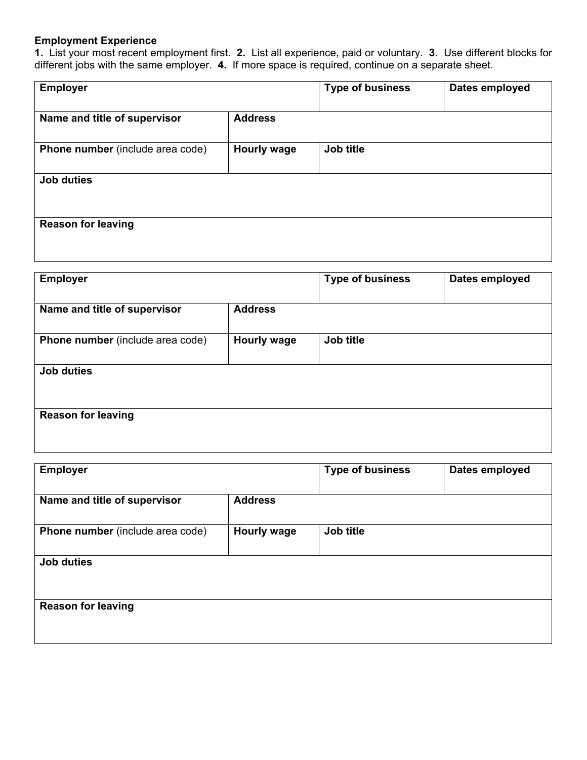**Employment Experience**

**1.** List your most recent employment first. **2.** List all experience, paid or voluntary. **3.** Use different blocks for different jobs with the same employer. **4.** If more space is required, continue on a separate sheet.

| **Employer** | | **Type of business** | **Dates employed** |
|---|---|---|---|
| **Name and title of supervisor** | **Address** | | |
| **Phone number** (include area code) | **Hourly wage** | **Job title** | |
| **Job duties** | | | |
| **Reason for leaving** | | | |

| **Employer** | | **Type of business** | **Dates employed** |
|---|---|---|---|
| **Name and title of supervisor** | **Address** | | |
| **Phone number** (include area code) | **Hourly wage** | **Job title** | |
| **Job duties** | | | |
| **Reason for leaving** | | | |

| **Employer** | | **Type of business** | **Dates employed** |
|---|---|---|---|
| **Name and title of supervisor** | **Address** | | |
| **Phone number** (include area code) | **Hourly wage** | **Job title** | |
| **Job duties** | | | |
| **Reason for leaving** | | | |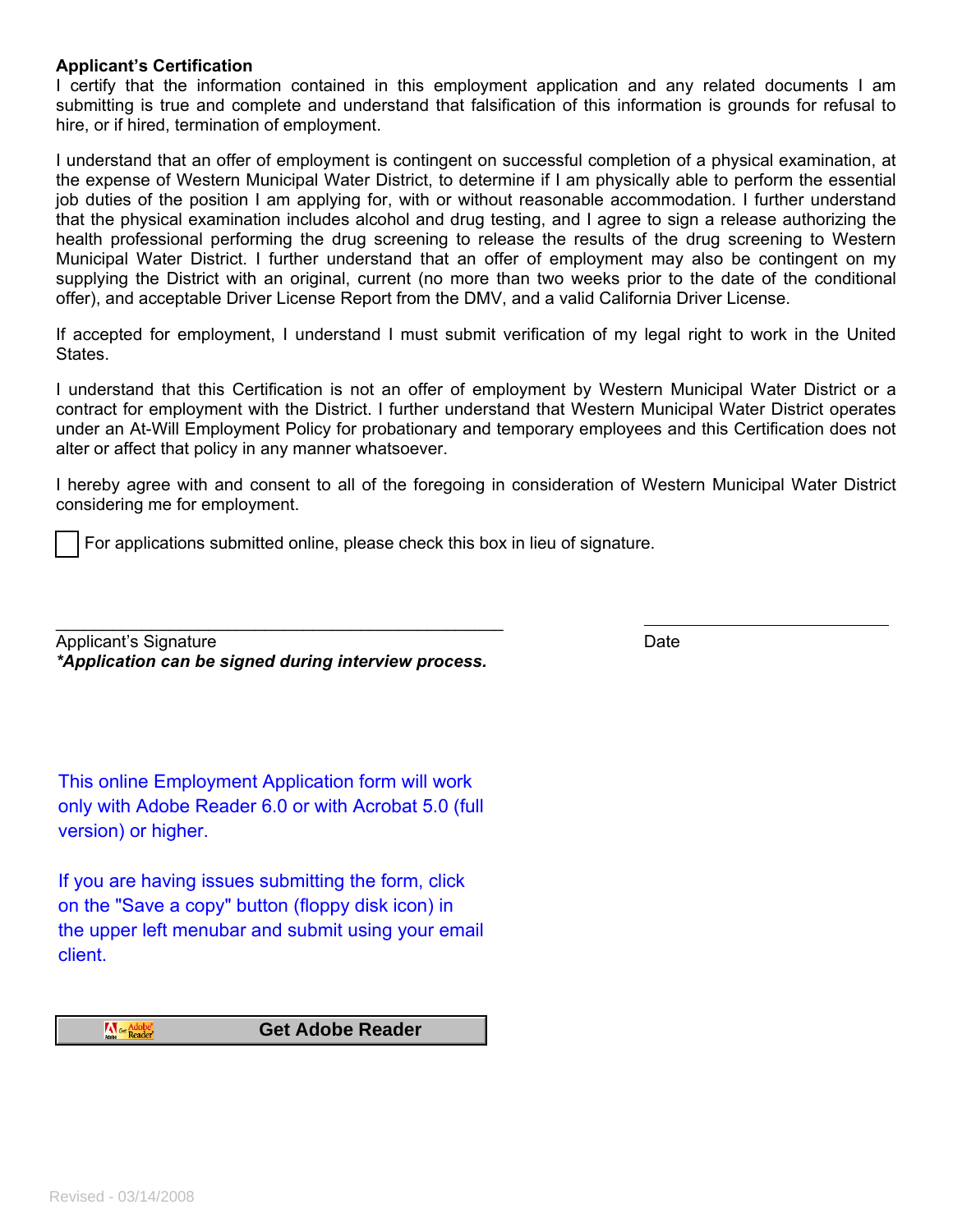**Applicant's Certification**

I certify that the information contained in this employment application and any related documents I am submitting is true and complete and understand that falsification of this information is grounds for refusal to hire, or if hired, termination of employment.

I understand that an offer of employment is contingent on successful completion of a physical examination, at the expense of Western Municipal Water District, to determine if I am physically able to perform the essential job duties of the position I am applying for, with or without reasonable accommodation. I further understand that the physical examination includes alcohol and drug testing, and I agree to sign a release authorizing the health professional performing the drug screening to release the results of the drug screening to Western Municipal Water District. I further understand that an offer of employment may also be contingent on my supplying the District with an original, current (no more than two weeks prior to the date of the conditional offer), and acceptable Driver License Report from the DMV, and a valid California Driver License.

If accepted for employment, I understand I must submit verification of my legal right to work in the United States.

I understand that this Certification is not an offer of employment by Western Municipal Water District or a contract for employment with the District. I further understand that Western Municipal Water District operates under an At-Will Employment Policy for probationary and temporary employees and this Certification does not alter or affect that policy in any manner whatsoever.

I hereby agree with and consent to all of the foregoing in consideration of Western Municipal Water District considering me for employment.

☐ For applications submitted online, please check this box in lieu of signature.

_______________________________________ Applicant's Signature

_______________________ Date

***Application can be signed during interview process.**

This online Employment Application form will work only with Adobe Reader 6.0 or with Acrobat 5.0 (full version) or higher.

If you are having issues submitting the form, click on the "Save a copy" button (floppy disk icon) in the upper left menubar and submit using your email client.

Get Adobe Reader

Revised - 03/14/2008